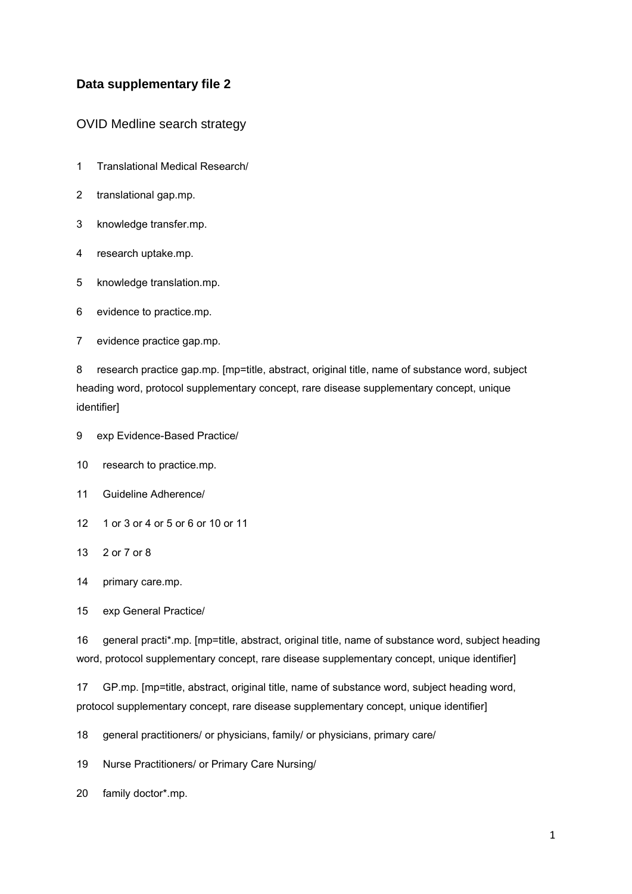**Data supplementary file 2**

OVID Medline search strategy

1 Translational Medical Research/

2 translational gap.mp.

3 knowledge transfer.mp.

4 research uptake.mp.

5 knowledge translation.mp.

6 evidence to practice.mp.

7 evidence practice gap.mp.

8 research practice gap.mp. [mp=title, abstract, original title, name of substance word, subject heading word, protocol supplementary concept, rare disease supplementary concept, unique identifier]

9 exp Evidence-Based Practice/

10 research to practice.mp.

11 Guideline Adherence/

12 1 or 3 or 4 or 5 or 6 or 10 or 11

13 2 or 7 or 8

14 primary care.mp.

15 exp General Practice/

16 general practi*.mp. [mp=title, abstract, original title, name of substance word, subject heading word, protocol supplementary concept, rare disease supplementary concept, unique identifier]

17 GP.mp. [mp=title, abstract, original title, name of substance word, subject heading word, protocol supplementary concept, rare disease supplementary concept, unique identifier]

18 general practitioners/ or physicians, family/ or physicians, primary care/

19 Nurse Practitioners/ or Primary Care Nursing/

20 family doctor*.mp.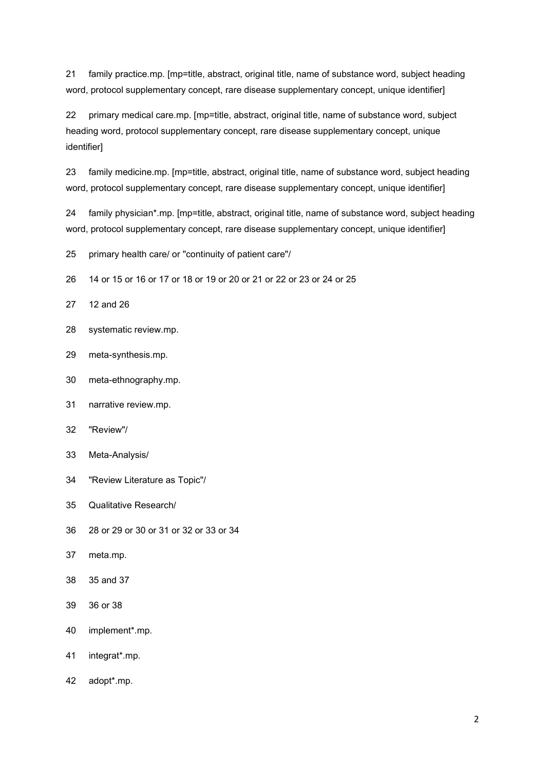21 family practice.mp. [mp=title, abstract, original title, name of substance word, subject heading word, protocol supplementary concept, rare disease supplementary concept, unique identifier]

22 primary medical care.mp. [mp=title, abstract, original title, name of substance word, subject heading word, protocol supplementary concept, rare disease supplementary concept, unique identifier]

23 family medicine.mp. [mp=title, abstract, original title, name of substance word, subject heading word, protocol supplementary concept, rare disease supplementary concept, unique identifier]

24 family physician*.mp. [mp=title, abstract, original title, name of substance word, subject heading word, protocol supplementary concept, rare disease supplementary concept, unique identifier]

25 primary health care/ or "continuity of patient care"/

26 14 or 15 or 16 or 17 or 18 or 19 or 20 or 21 or 22 or 23 or 24 or 25

27 12 and 26

28 systematic review.mp.

29 meta-synthesis.mp.

30 meta-ethnography.mp.

31 narrative review.mp.

32 "Review"/

33 Meta-Analysis/

34 "Review Literature as Topic"/

35 Qualitative Research/

36 28 or 29 or 30 or 31 or 32 or 33 or 34

37 meta.mp.

38 35 and 37

39 36 or 38

40 implement*.mp.

41 integrat*.mp.

42 adopt*.mp.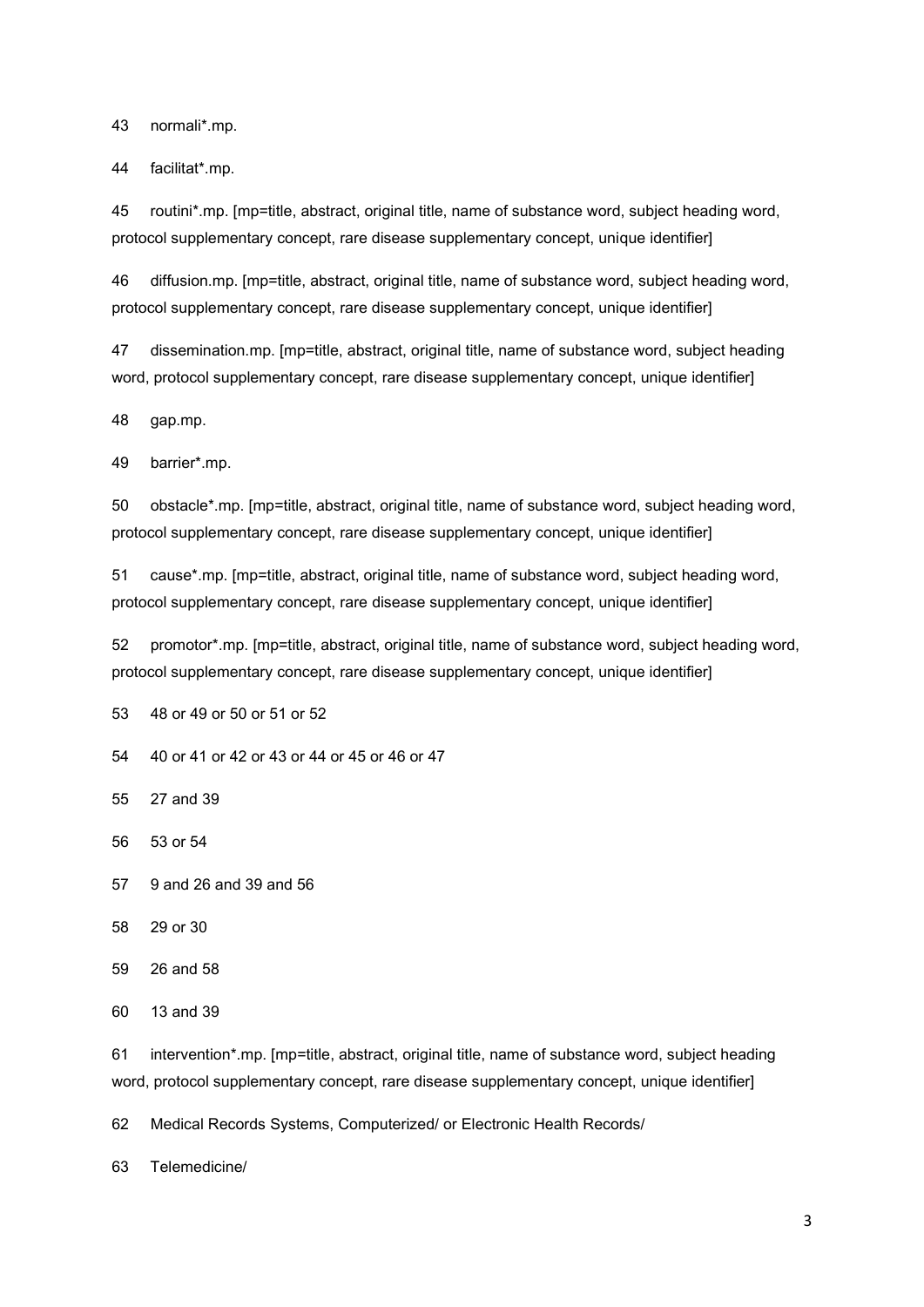43 normali*.mp.

44 facilitat*.mp.

45 routini*.mp. [mp=title, abstract, original title, name of substance word, subject heading word, protocol supplementary concept, rare disease supplementary concept, unique identifier]

46 diffusion.mp. [mp=title, abstract, original title, name of substance word, subject heading word, protocol supplementary concept, rare disease supplementary concept, unique identifier]

47 dissemination.mp. [mp=title, abstract, original title, name of substance word, subject heading word, protocol supplementary concept, rare disease supplementary concept, unique identifier]

48 gap.mp.

49 barrier*.mp.

50 obstacle*.mp. [mp=title, abstract, original title, name of substance word, subject heading word, protocol supplementary concept, rare disease supplementary concept, unique identifier]

51 cause*.mp. [mp=title, abstract, original title, name of substance word, subject heading word, protocol supplementary concept, rare disease supplementary concept, unique identifier]

52 promotor*.mp. [mp=title, abstract, original title, name of substance word, subject heading word, protocol supplementary concept, rare disease supplementary concept, unique identifier]

53 48 or 49 or 50 or 51 or 52

54 40 or 41 or 42 or 43 or 44 or 45 or 46 or 47

55 27 and 39

56 53 or 54

57 9 and 26 and 39 and 56

58 29 or 30

59 26 and 58

60 13 and 39

61 intervention*.mp. [mp=title, abstract, original title, name of substance word, subject heading word, protocol supplementary concept, rare disease supplementary concept, unique identifier]

62 Medical Records Systems, Computerized/ or Electronic Health Records/

63 Telemedicine/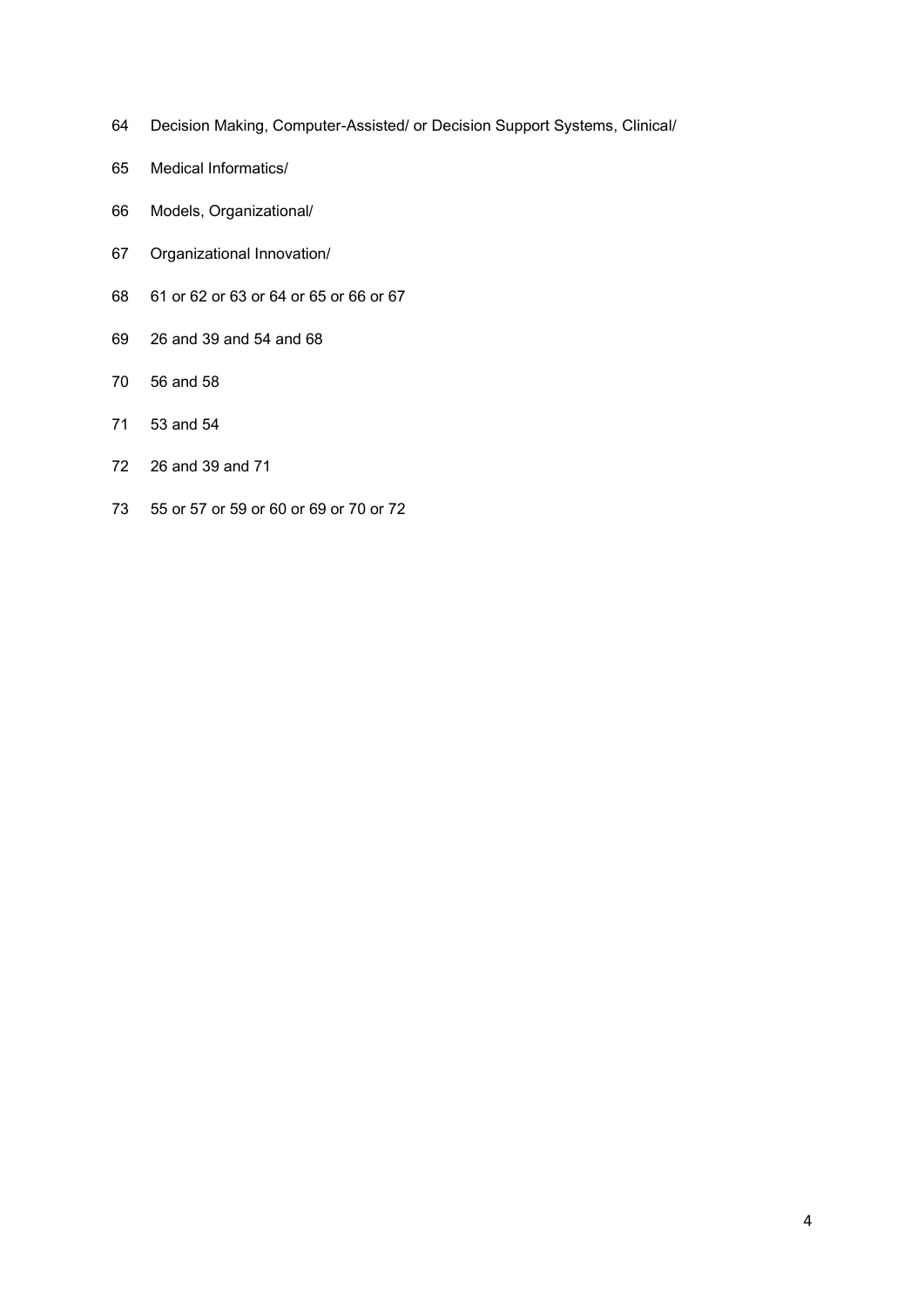64 Decision Making, Computer-Assisted/ or Decision Support Systems, Clinical/

65 Medical Informatics/

66 Models, Organizational/

67 Organizational Innovation/

68 61 or 62 or 63 or 64 or 65 or 66 or 67

69 26 and 39 and 54 and 68

70 56 and 58

71 53 and 54

72 26 and 39 and 71

73 55 or 57 or 59 or 60 or 69 or 70 or 72